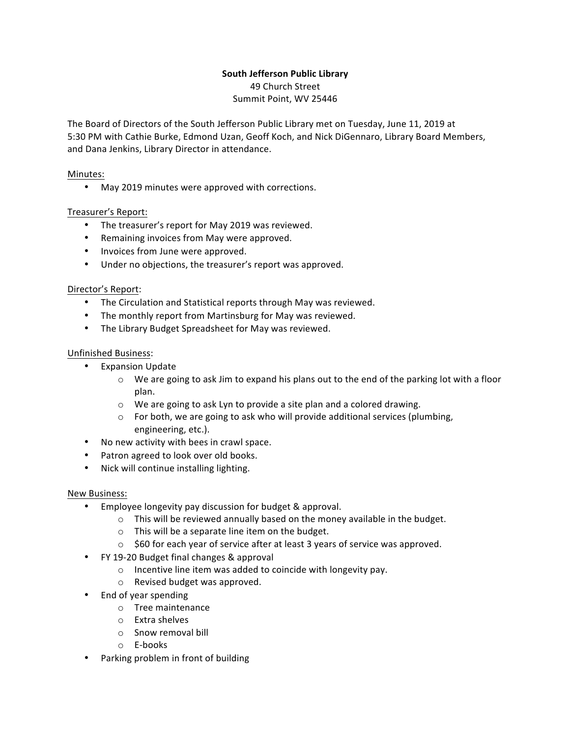**South Jefferson Public Library**
49 Church Street
Summit Point, WV 25446

The Board of Directors of the South Jefferson Public Library met on Tuesday, June 11, 2019 at 5:30 PM with Cathie Burke, Edmond Uzan, Geoff Koch, and Nick DiGennaro, Library Board Members, and Dana Jenkins, Library Director in attendance.

Minutes:

- May 2019 minutes were approved with corrections.

Treasurer's Report:

- The treasurer's report for May 2019 was reviewed.
- Remaining invoices from May were approved.
- Invoices from June were approved.
- Under no objections, the treasurer's report was approved.

Director's Report:

- The Circulation and Statistical reports through May was reviewed.
- The monthly report from Martinsburg for May was reviewed.
- The Library Budget Spreadsheet for May was reviewed.

Unfinished Business:

- Expansion Update
  - We are going to ask Jim to expand his plans out to the end of the parking lot with a floor plan.
  - We are going to ask Lyn to provide a site plan and a colored drawing.
  - For both, we are going to ask who will provide additional services (plumbing, engineering, etc.).
- No new activity with bees in crawl space.
- Patron agreed to look over old books.
- Nick will continue installing lighting.

New Business:

- Employee longevity pay discussion for budget & approval.
  - This will be reviewed annually based on the money available in the budget.
  - This will be a separate line item on the budget.
  - $60 for each year of service after at least 3 years of service was approved.
- FY 19-20 Budget final changes & approval
  - Incentive line item was added to coincide with longevity pay.
  - Revised budget was approved.
- End of year spending
  - Tree maintenance
  - Extra shelves
  - Snow removal bill
  - E-books
- Parking problem in front of building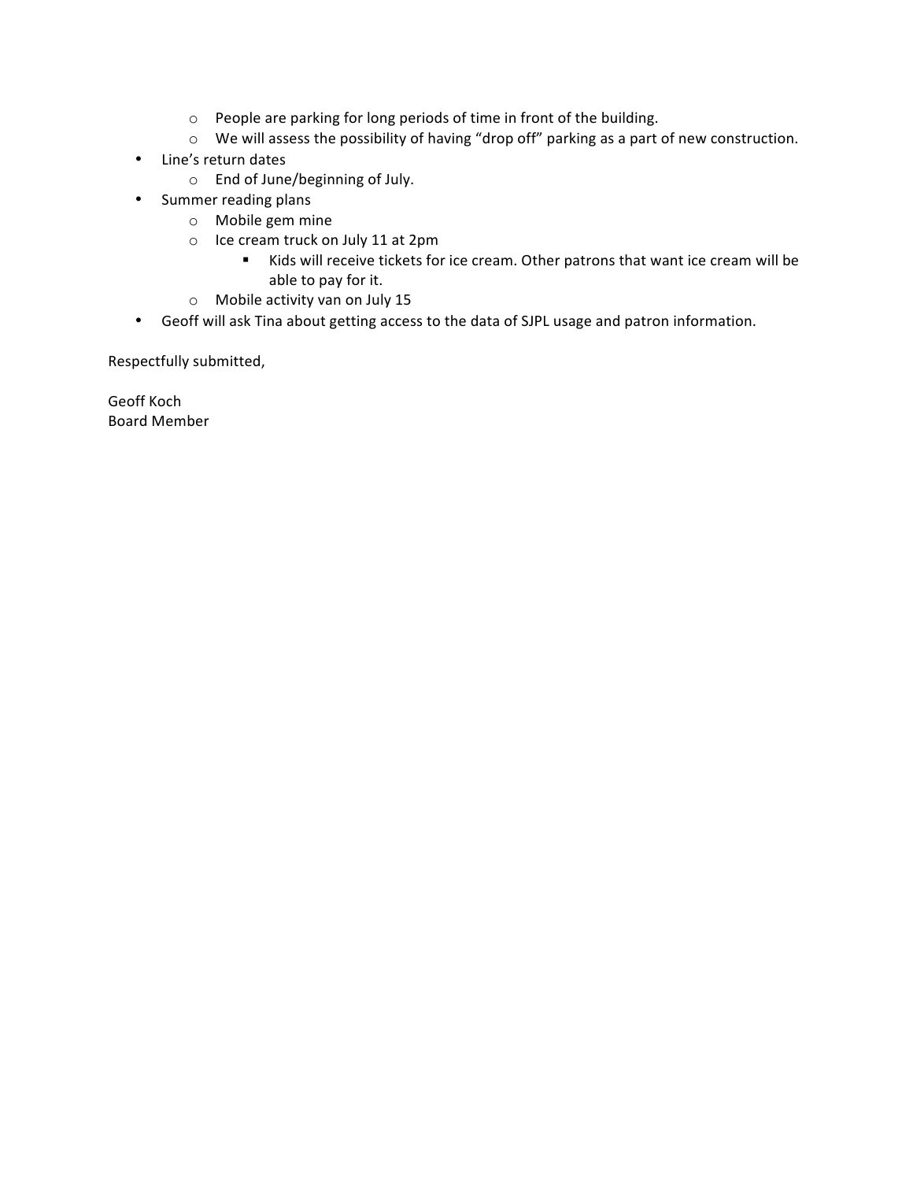- People are parking for long periods of time in front of the building.
  - We will assess the possibility of having "drop off" parking as a part of new construction.
- Line's return dates
  - End of June/beginning of July.
- Summer reading plans
  - Mobile gem mine
  - Ice cream truck on July 11 at 2pm
    - Kids will receive tickets for ice cream. Other patrons that want ice cream will be able to pay for it.
  - Mobile activity van on July 15
- Geoff will ask Tina about getting access to the data of SJPL usage and patron information.

Respectfully submitted,

Geoff Koch
Board Member